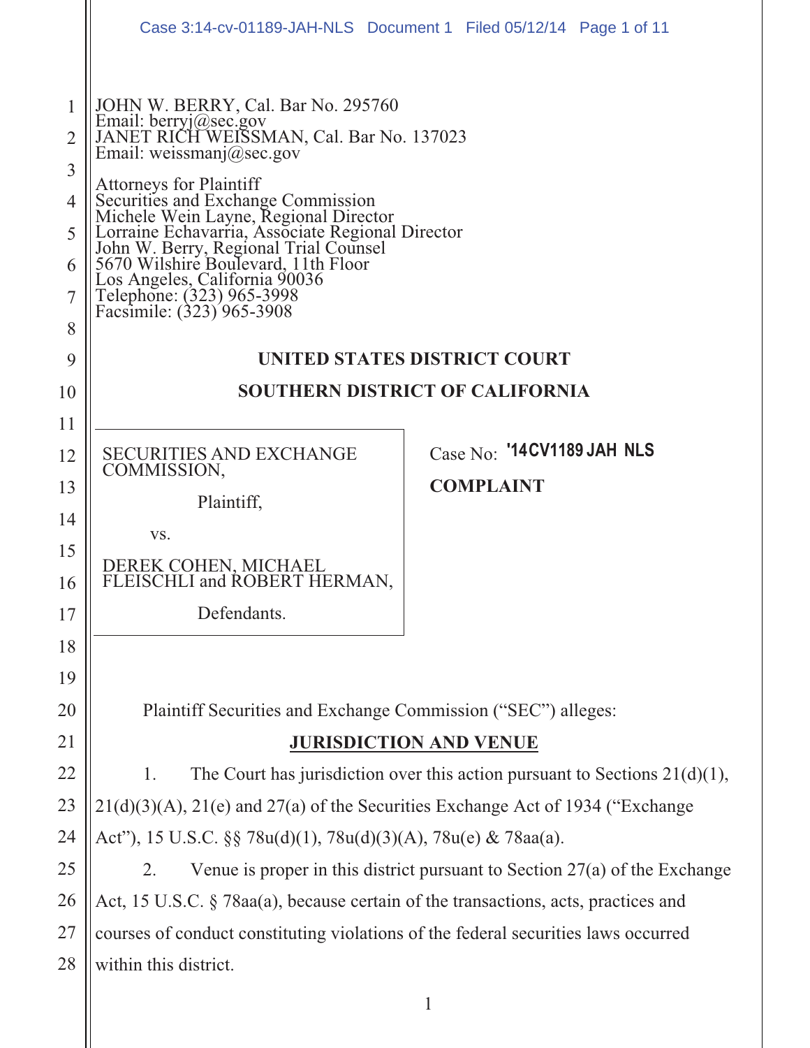JOHN W. BERRY, Cal. Bar No. 295760
Email: berryj@sec.gov
JANET RICH WEISSMAN, Cal. Bar No. 137023
Email: weissmanj@sec.gov

Attorneys for Plaintiff
Securities and Exchange Commission
Michele Wein Layne, Regional Director
Lorraine Echavarria, Associate Regional Director
John W. Berry, Regional Trial Counsel
5670 Wilshire Boulevard, 11th Floor
Los Angeles, California 90036
Telephone: (323) 965-3998
Facsimile: (323) 965-3908

**UNITED STATES DISTRICT COURT**

**SOUTHERN DISTRICT OF CALIFORNIA**

SECURITIES AND EXCHANGE COMMISSION,

Plaintiff,

vs.

DEREK COHEN, MICHAEL FLEISCHLI and ROBERT HERMAN,

Defendants.

Case No: '14CV1189 JAH NLS

**COMPLAINT**

Plaintiff Securities and Exchange Commission ("SEC") alleges:

## JURISDICTION AND VENUE

1. The Court has jurisdiction over this action pursuant to Sections 21(d)(1), 21(d)(3)(A), 21(e) and 27(a) of the Securities Exchange Act of 1934 ("Exchange Act"), 15 U.S.C. §§ 78u(d)(1), 78u(d)(3)(A), 78u(e) & 78aa(a).

2. Venue is proper in this district pursuant to Section 27(a) of the Exchange Act, 15 U.S.C. § 78aa(a), because certain of the transactions, acts, practices and courses of conduct constituting violations of the federal securities laws occurred within this district.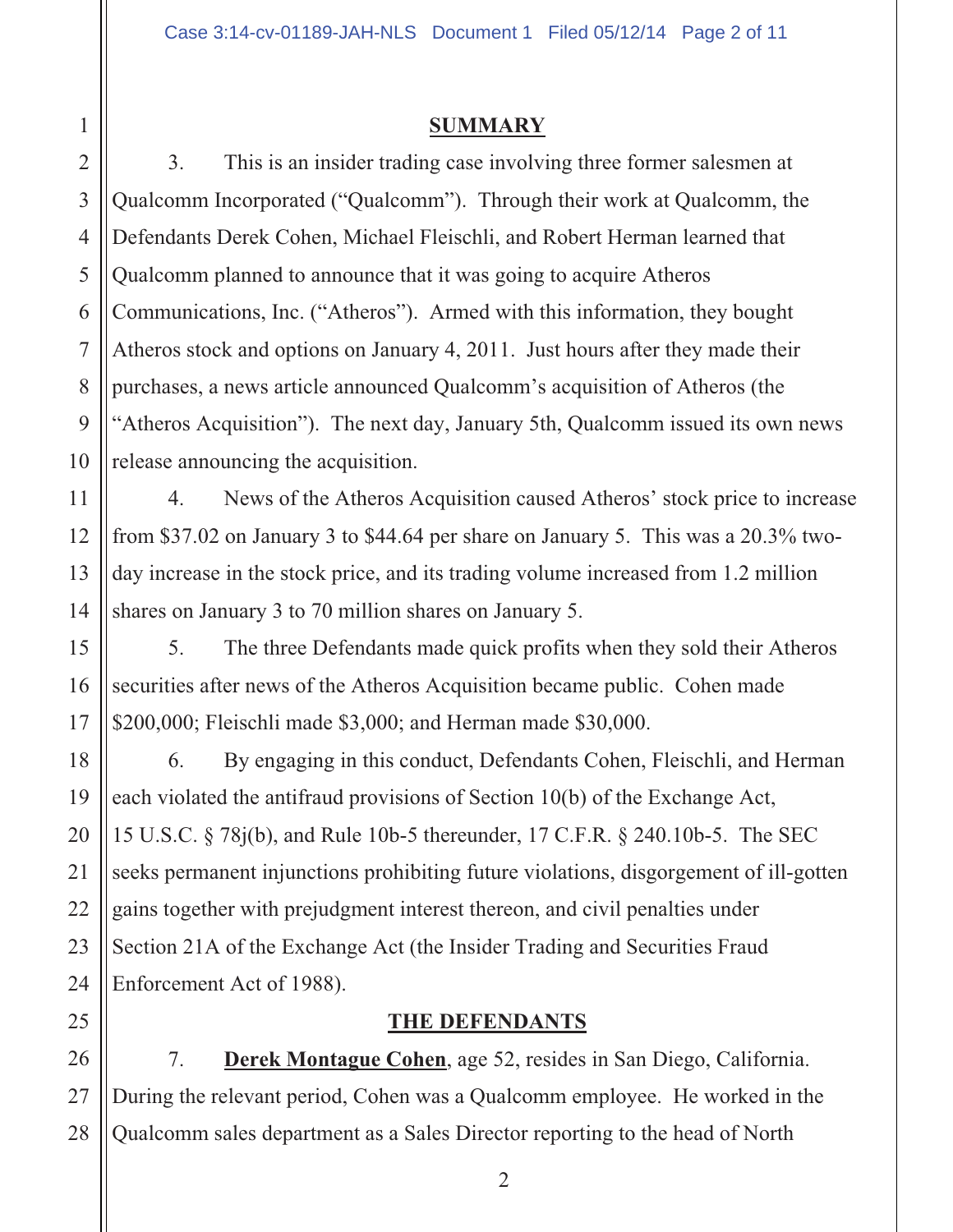## SUMMARY

3. This is an insider trading case involving three former salesmen at Qualcomm Incorporated ("Qualcomm"). Through their work at Qualcomm, the Defendants Derek Cohen, Michael Fleischli, and Robert Herman learned that Qualcomm planned to announce that it was going to acquire Atheros Communications, Inc. ("Atheros"). Armed with this information, they bought Atheros stock and options on January 4, 2011. Just hours after they made their purchases, a news article announced Qualcomm's acquisition of Atheros (the "Atheros Acquisition"). The next day, January 5th, Qualcomm issued its own news release announcing the acquisition.

4. News of the Atheros Acquisition caused Atheros' stock price to increase from $37.02 on January 3 to $44.64 per share on January 5. This was a 20.3% two-day increase in the stock price, and its trading volume increased from 1.2 million shares on January 3 to 70 million shares on January 5.

5. The three Defendants made quick profits when they sold their Atheros securities after news of the Atheros Acquisition became public. Cohen made $200,000; Fleischli made $3,000; and Herman made $30,000.

6. By engaging in this conduct, Defendants Cohen, Fleischli, and Herman each violated the antifraud provisions of Section 10(b) of the Exchange Act, 15 U.S.C. § 78j(b), and Rule 10b-5 thereunder, 17 C.F.R. § 240.10b-5. The SEC seeks permanent injunctions prohibiting future violations, disgorgement of ill-gotten gains together with prejudgment interest thereon, and civil penalties under Section 21A of the Exchange Act (the Insider Trading and Securities Fraud Enforcement Act of 1988).

## THE DEFENDANTS

7. **Derek Montague Cohen**, age 52, resides in San Diego, California. During the relevant period, Cohen was a Qualcomm employee. He worked in the Qualcomm sales department as a Sales Director reporting to the head of North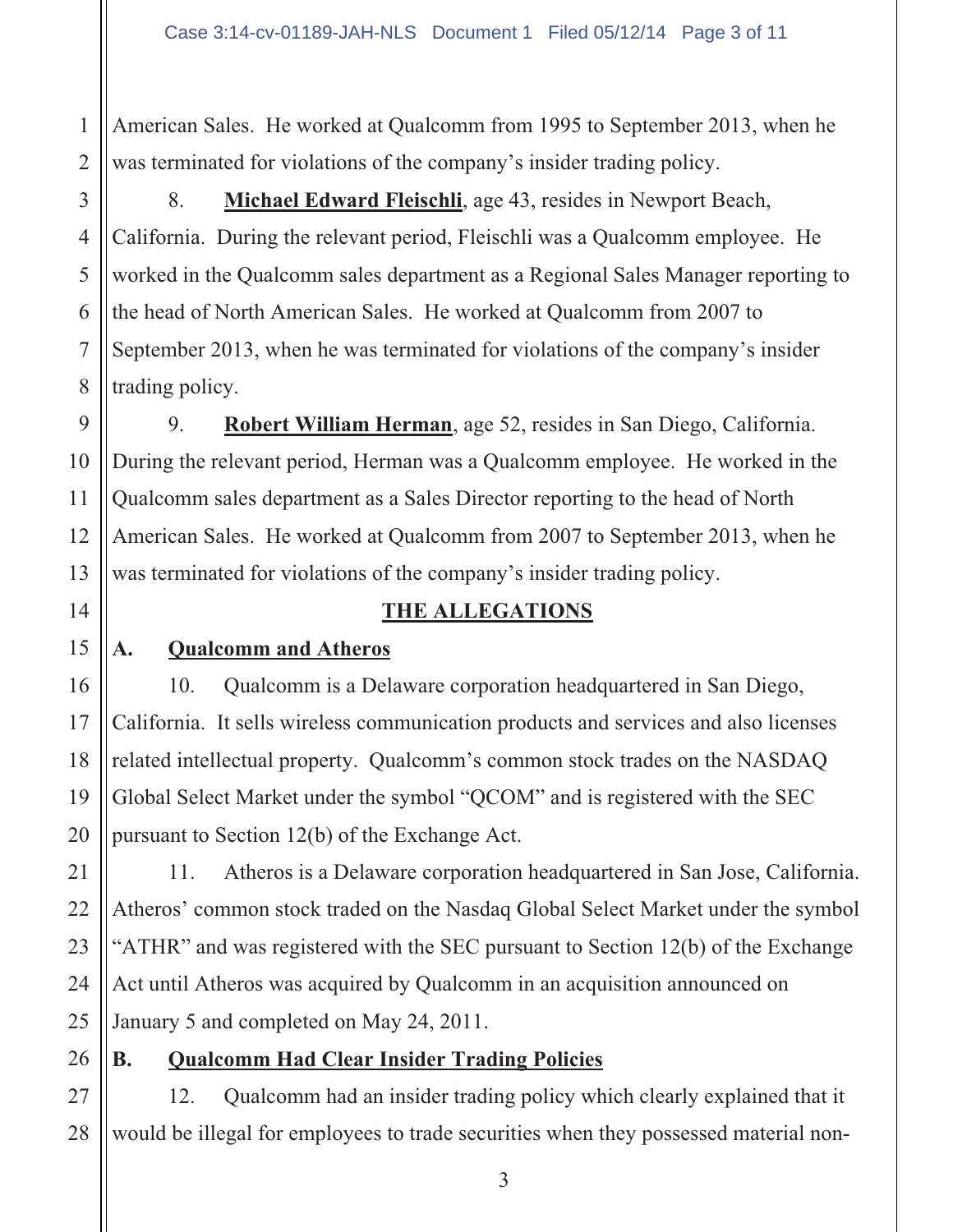American Sales. He worked at Qualcomm from 1995 to September 2013, when he was terminated for violations of the company's insider trading policy.

8. **Michael Edward Fleischli**, age 43, resides in Newport Beach, California. During the relevant period, Fleischli was a Qualcomm employee. He worked in the Qualcomm sales department as a Regional Sales Manager reporting to the head of North American Sales. He worked at Qualcomm from 2007 to September 2013, when he was terminated for violations of the company's insider trading policy.

9. **Robert William Herman**, age 52, resides in San Diego, California. During the relevant period, Herman was a Qualcomm employee. He worked in the Qualcomm sales department as a Sales Director reporting to the head of North American Sales. He worked at Qualcomm from 2007 to September 2013, when he was terminated for violations of the company's insider trading policy.

## THE ALLEGATIONS

### A. Qualcomm and Atheros

10. Qualcomm is a Delaware corporation headquartered in San Diego, California. It sells wireless communication products and services and also licenses related intellectual property. Qualcomm's common stock trades on the NASDAQ Global Select Market under the symbol "QCOM" and is registered with the SEC pursuant to Section 12(b) of the Exchange Act.

11. Atheros is a Delaware corporation headquartered in San Jose, California. Atheros' common stock traded on the Nasdaq Global Select Market under the symbol "ATHR" and was registered with the SEC pursuant to Section 12(b) of the Exchange Act until Atheros was acquired by Qualcomm in an acquisition announced on January 5 and completed on May 24, 2011.

### B. Qualcomm Had Clear Insider Trading Policies

12. Qualcomm had an insider trading policy which clearly explained that it would be illegal for employees to trade securities when they possessed material non-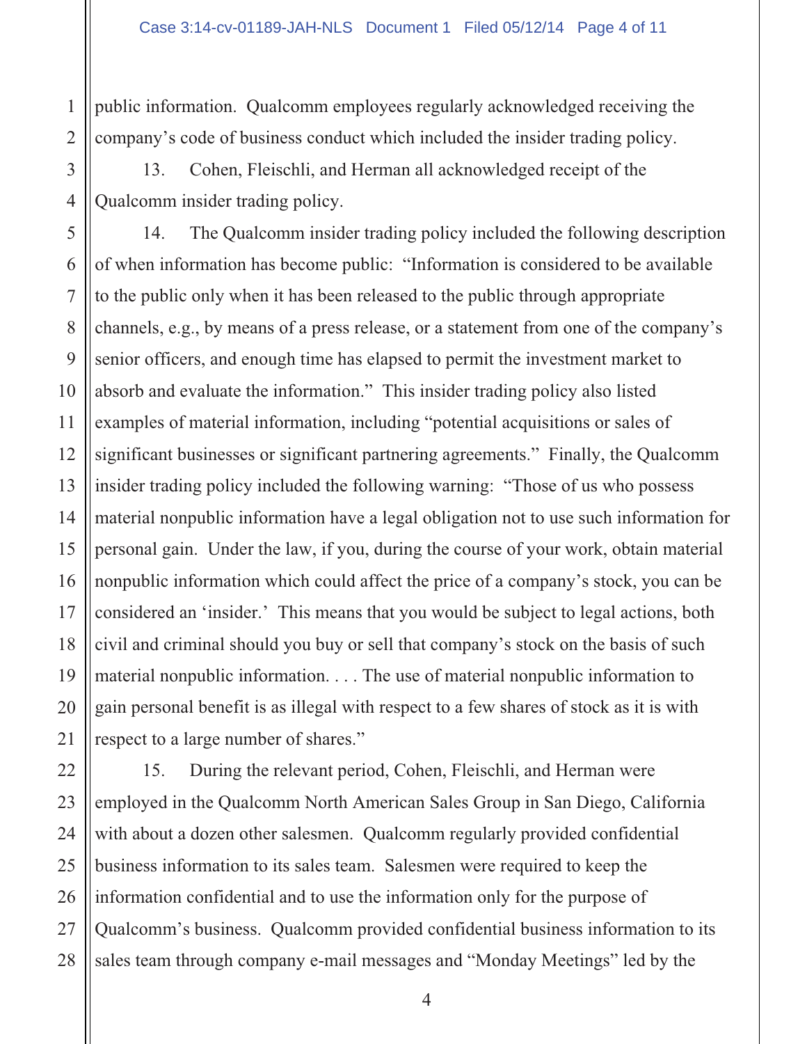public information. Qualcomm employees regularly acknowledged receiving the company's code of business conduct which included the insider trading policy.

13. Cohen, Fleischli, and Herman all acknowledged receipt of the Qualcomm insider trading policy.

14. The Qualcomm insider trading policy included the following description of when information has become public: "Information is considered to be available to the public only when it has been released to the public through appropriate channels, e.g., by means of a press release, or a statement from one of the company's senior officers, and enough time has elapsed to permit the investment market to absorb and evaluate the information." This insider trading policy also listed examples of material information, including "potential acquisitions or sales of significant businesses or significant partnering agreements." Finally, the Qualcomm insider trading policy included the following warning: "Those of us who possess material nonpublic information have a legal obligation not to use such information for personal gain. Under the law, if you, during the course of your work, obtain material nonpublic information which could affect the price of a company's stock, you can be considered an 'insider.' This means that you would be subject to legal actions, both civil and criminal should you buy or sell that company's stock on the basis of such material nonpublic information. . . . The use of material nonpublic information to gain personal benefit is as illegal with respect to a few shares of stock as it is with respect to a large number of shares."

15. During the relevant period, Cohen, Fleischli, and Herman were employed in the Qualcomm North American Sales Group in San Diego, California with about a dozen other salesmen. Qualcomm regularly provided confidential business information to its sales team. Salesmen were required to keep the information confidential and to use the information only for the purpose of Qualcomm's business. Qualcomm provided confidential business information to its sales team through company e-mail messages and "Monday Meetings" led by the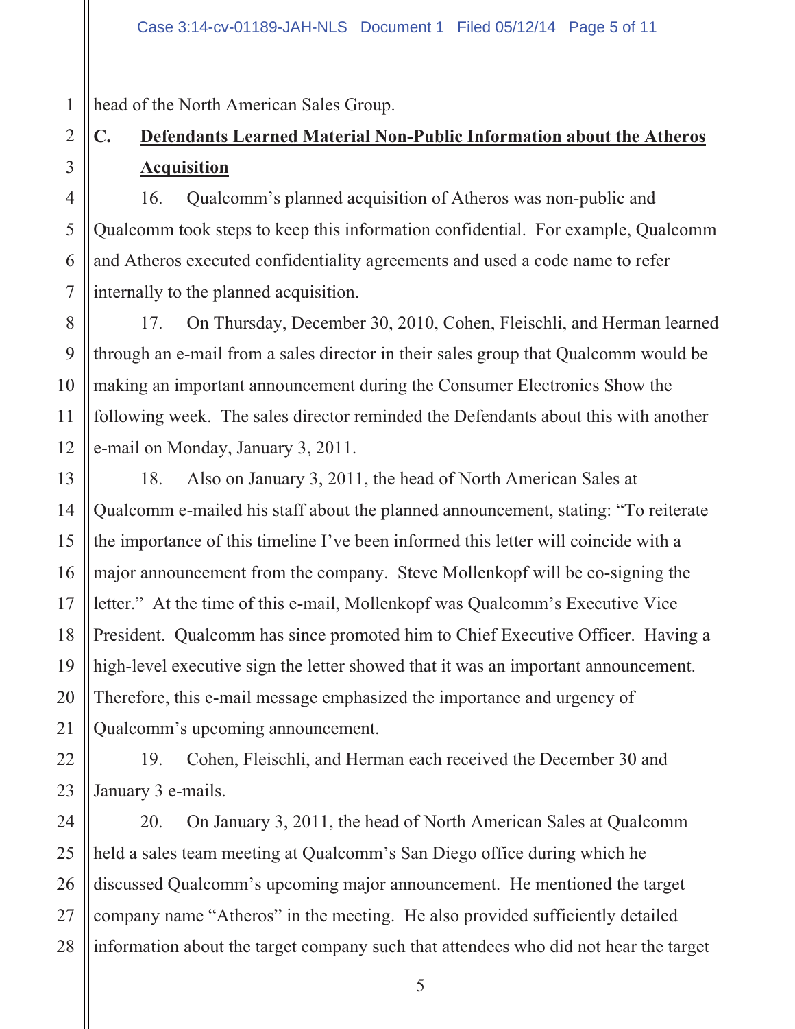head of the North American Sales Group.

## C. <u>Defendants Learned Material Non-Public Information about the Atheros Acquisition</u>

16. Qualcomm's planned acquisition of Atheros was non-public and Qualcomm took steps to keep this information confidential. For example, Qualcomm and Atheros executed confidentiality agreements and used a code name to refer internally to the planned acquisition.

17. On Thursday, December 30, 2010, Cohen, Fleischli, and Herman learned through an e-mail from a sales director in their sales group that Qualcomm would be making an important announcement during the Consumer Electronics Show the following week. The sales director reminded the Defendants about this with another e-mail on Monday, January 3, 2011.

18. Also on January 3, 2011, the head of North American Sales at Qualcomm e-mailed his staff about the planned announcement, stating: "To reiterate the importance of this timeline I've been informed this letter will coincide with a major announcement from the company. Steve Mollenkopf will be co-signing the letter." At the time of this e-mail, Mollenkopf was Qualcomm's Executive Vice President. Qualcomm has since promoted him to Chief Executive Officer. Having a high-level executive sign the letter showed that it was an important announcement. Therefore, this e-mail message emphasized the importance and urgency of Qualcomm's upcoming announcement.

19. Cohen, Fleischli, and Herman each received the December 30 and January 3 e-mails.

20. On January 3, 2011, the head of North American Sales at Qualcomm held a sales team meeting at Qualcomm's San Diego office during which he discussed Qualcomm's upcoming major announcement. He mentioned the target company name "Atheros" in the meeting. He also provided sufficiently detailed information about the target company such that attendees who did not hear the target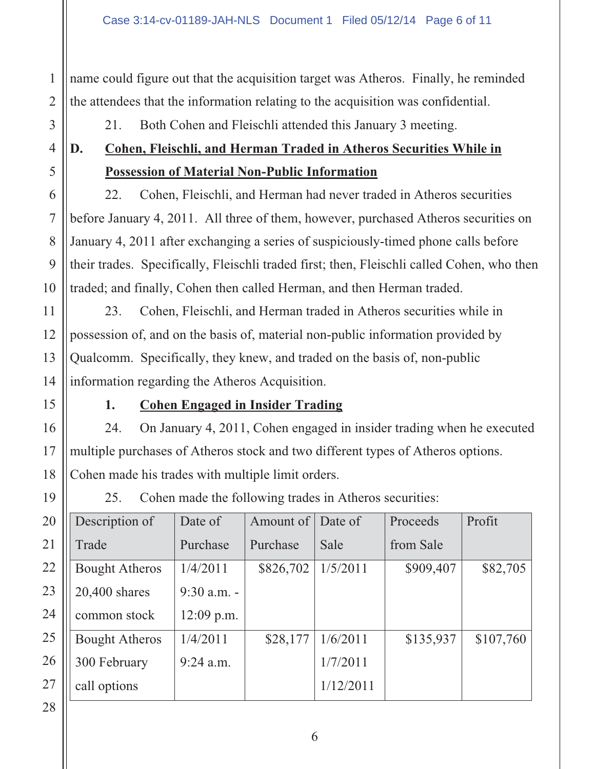name could figure out that the acquisition target was Atheros. Finally, he reminded the attendees that the information relating to the acquisition was confidential.

21. Both Cohen and Fleischli attended this January 3 meeting.

**D. Cohen, Fleischli, and Herman Traded in Atheros Securities While in Possession of Material Non-Public Information**

22. Cohen, Fleischli, and Herman had never traded in Atheros securities before January 4, 2011. All three of them, however, purchased Atheros securities on January 4, 2011 after exchanging a series of suspiciously-timed phone calls before their trades. Specifically, Fleischli traded first; then, Fleischli called Cohen, who then traded; and finally, Cohen then called Herman, and then Herman traded.

23. Cohen, Fleischli, and Herman traded in Atheros securities while in possession of, and on the basis of, material non-public information provided by Qualcomm. Specifically, they knew, and traded on the basis of, non-public information regarding the Atheros Acquisition.

**1. Cohen Engaged in Insider Trading**

24. On January 4, 2011, Cohen engaged in insider trading when he executed multiple purchases of Atheros stock and two different types of Atheros options. Cohen made his trades with multiple limit orders.

25. Cohen made the following trades in Atheros securities:

| Description of Trade | Date of Purchase | Amount of Purchase | Date of Sale | Proceeds from Sale | Profit |
|---|---|---|---|---|---|
| Bought Atheros 20,400 shares common stock | 1/4/2011 9:30 a.m. - 12:09 p.m. | $826,702 | 1/5/2011 | $909,407 | $82,705 |
| Bought Atheros 300 February call options | 1/4/2011 9:24 a.m. | $28,177 | 1/6/2011 1/7/2011 1/12/2011 | $135,937 | $107,760 |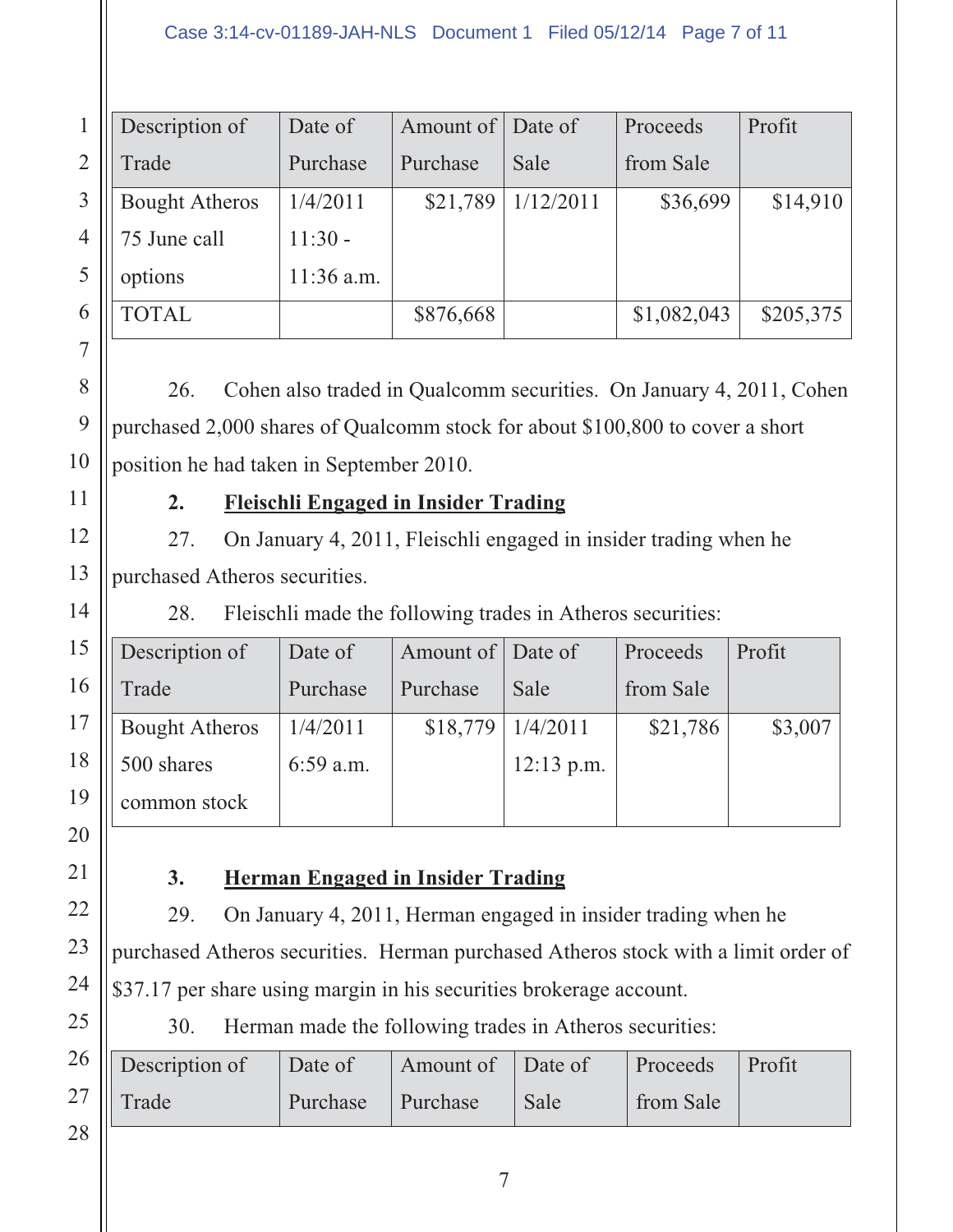| Description of Trade | Date of Purchase | Amount of Purchase | Date of Sale | Proceeds from Sale | Profit |
|---|---|---|---|---|---|
| Bought Atheros 75 June call options | 1/4/2011 11:30 - 11:36 a.m. | $21,789 | 1/12/2011 | $36,699 | $14,910 |
| TOTAL | | $876,668 | | $1,082,043 | $205,375 |

26. Cohen also traded in Qualcomm securities. On January 4, 2011, Cohen purchased 2,000 shares of Qualcomm stock for about $100,800 to cover a short position he had taken in September 2010.

**2. <u>Fleischli Engaged in Insider Trading</u>**

27. On January 4, 2011, Fleischli engaged in insider trading when he purchased Atheros securities.

28. Fleischli made the following trades in Atheros securities:

| Description of Trade | Date of Purchase | Amount of Purchase | Date of Sale | Proceeds from Sale | Profit |
|---|---|---|---|---|---|
| Bought Atheros 500 shares common stock | 1/4/2011 6:59 a.m. | $18,779 | 1/4/2011 12:13 p.m. | $21,786 | $3,007 |

**3. <u>Herman Engaged in Insider Trading</u>**

29. On January 4, 2011, Herman engaged in insider trading when he purchased Atheros securities. Herman purchased Atheros stock with a limit order of $37.17 per share using margin in his securities brokerage account.

30. Herman made the following trades in Atheros securities:

| Description of Trade | Date of Purchase | Amount of Purchase | Date of Sale | Proceeds from Sale | Profit |
|---|---|---|---|---|---|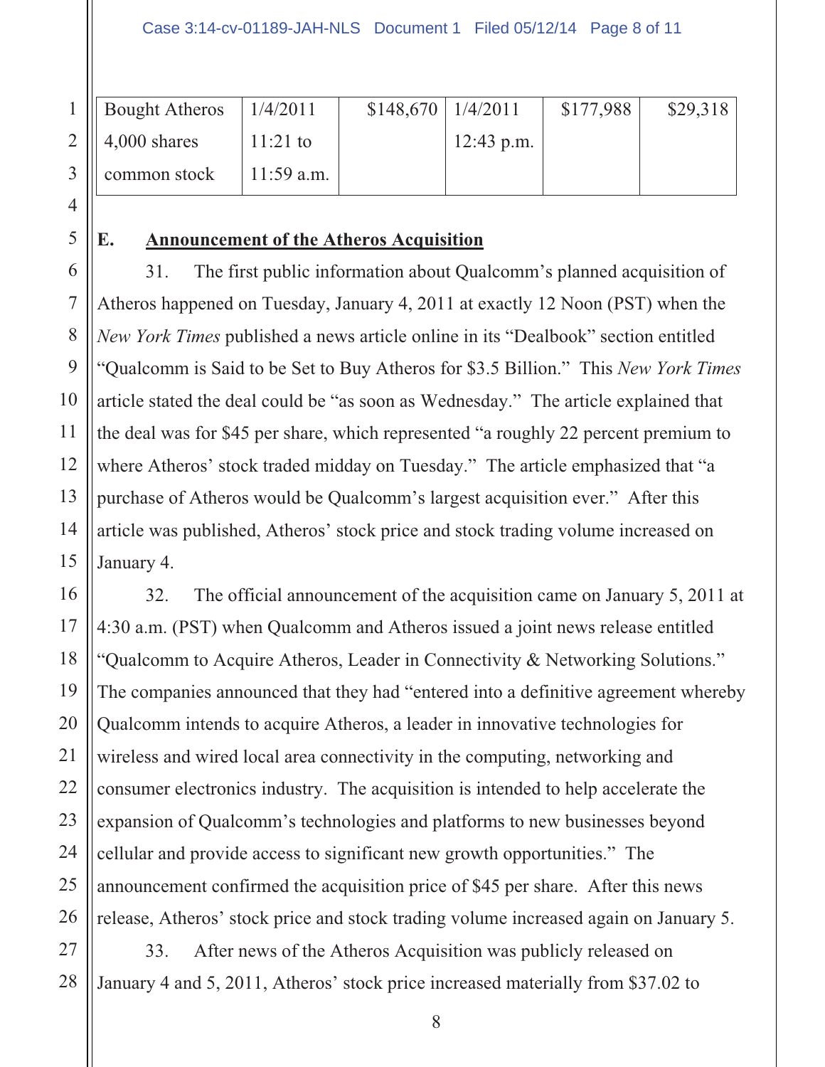| Bought Atheros 4,000 shares common stock | 1/4/2011 11:21 to 11:59 a.m. | $148,670 | 1/4/2011 12:43 p.m. | $177,988 | $29,318 |
|---|---|---|---|---|---|

## E. Announcement of the Atheros Acquisition

31. The first public information about Qualcomm's planned acquisition of Atheros happened on Tuesday, January 4, 2011 at exactly 12 Noon (PST) when the *New York Times* published a news article online in its "Dealbook" section entitled "Qualcomm is Said to be Set to Buy Atheros for $3.5 Billion." This *New York Times* article stated the deal could be "as soon as Wednesday." The article explained that the deal was for $45 per share, which represented "a roughly 22 percent premium to where Atheros' stock traded midday on Tuesday." The article emphasized that "a purchase of Atheros would be Qualcomm's largest acquisition ever." After this article was published, Atheros' stock price and stock trading volume increased on January 4.

32. The official announcement of the acquisition came on January 5, 2011 at 4:30 a.m. (PST) when Qualcomm and Atheros issued a joint news release entitled "Qualcomm to Acquire Atheros, Leader in Connectivity & Networking Solutions." The companies announced that they had "entered into a definitive agreement whereby Qualcomm intends to acquire Atheros, a leader in innovative technologies for wireless and wired local area connectivity in the computing, networking and consumer electronics industry. The acquisition is intended to help accelerate the expansion of Qualcomm's technologies and platforms to new businesses beyond cellular and provide access to significant new growth opportunities." The announcement confirmed the acquisition price of $45 per share. After this news release, Atheros' stock price and stock trading volume increased again on January 5.

33. After news of the Atheros Acquisition was publicly released on January 4 and 5, 2011, Atheros' stock price increased materially from $37.02 to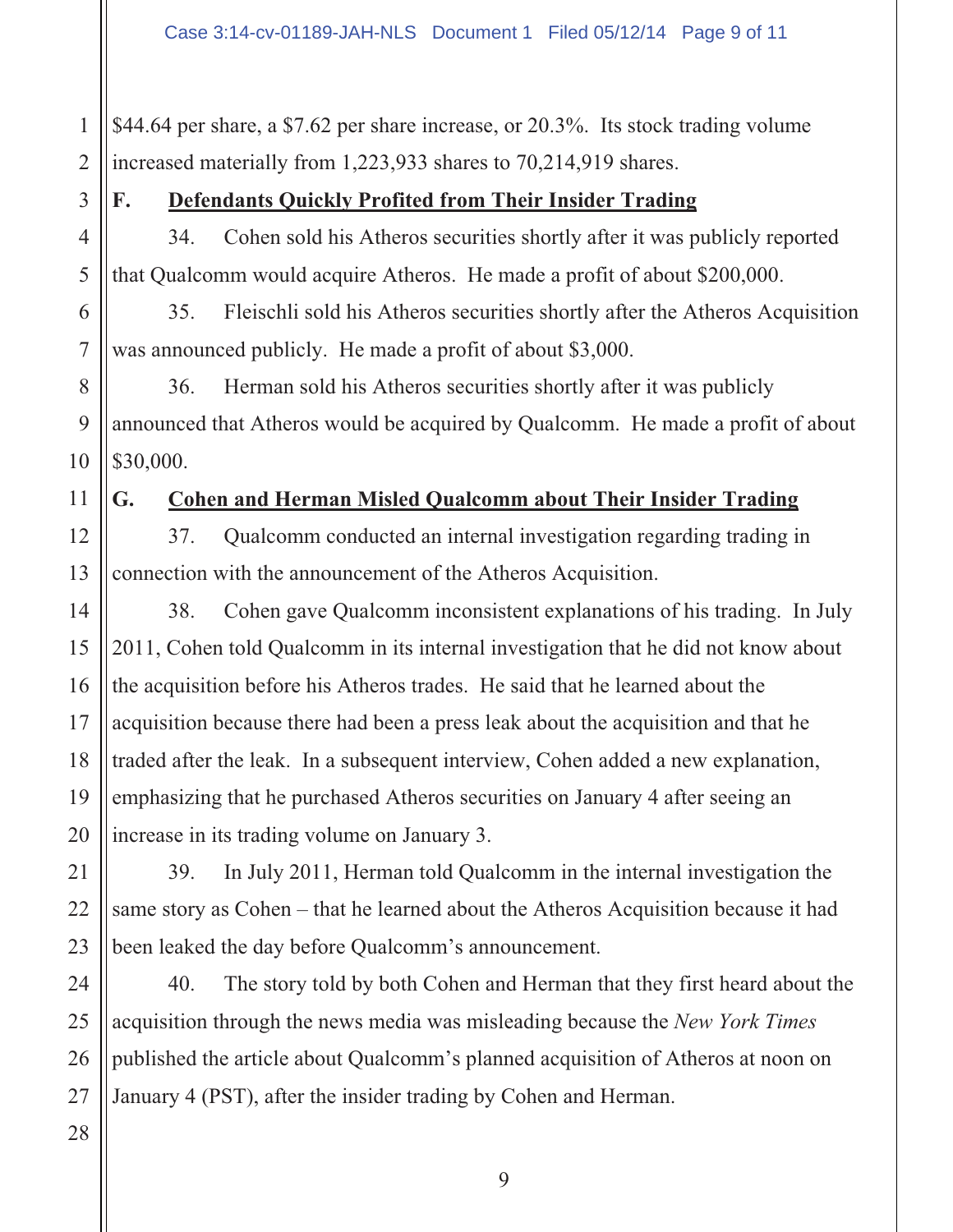$44.64 per share, a $7.62 per share increase, or 20.3%. Its stock trading volume increased materially from 1,223,933 shares to 70,214,919 shares.

### F. Defendants Quickly Profited from Their Insider Trading

34. Cohen sold his Atheros securities shortly after it was publicly reported that Qualcomm would acquire Atheros. He made a profit of about $200,000.

35. Fleischli sold his Atheros securities shortly after the Atheros Acquisition was announced publicly. He made a profit of about $3,000.

36. Herman sold his Atheros securities shortly after it was publicly announced that Atheros would be acquired by Qualcomm. He made a profit of about $30,000.

### G. Cohen and Herman Misled Qualcomm about Their Insider Trading

37. Qualcomm conducted an internal investigation regarding trading in connection with the announcement of the Atheros Acquisition.

38. Cohen gave Qualcomm inconsistent explanations of his trading. In July 2011, Cohen told Qualcomm in its internal investigation that he did not know about the acquisition before his Atheros trades. He said that he learned about the acquisition because there had been a press leak about the acquisition and that he traded after the leak. In a subsequent interview, Cohen added a new explanation, emphasizing that he purchased Atheros securities on January 4 after seeing an increase in its trading volume on January 3.

39. In July 2011, Herman told Qualcomm in the internal investigation the same story as Cohen – that he learned about the Atheros Acquisition because it had been leaked the day before Qualcomm's announcement.

40. The story told by both Cohen and Herman that they first heard about the acquisition through the news media was misleading because the *New York Times* published the article about Qualcomm's planned acquisition of Atheros at noon on January 4 (PST), after the insider trading by Cohen and Herman.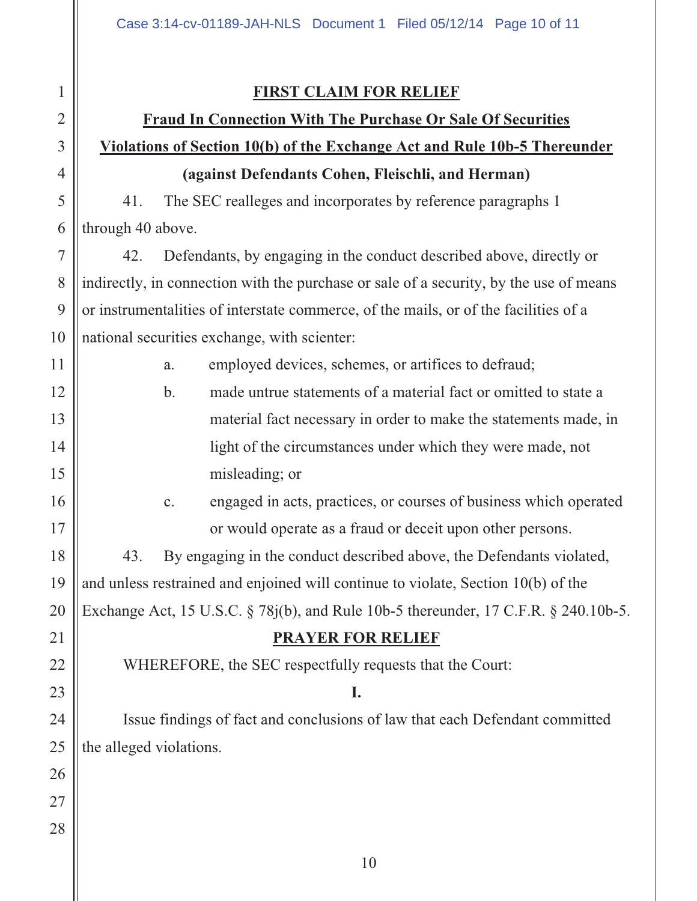**FIRST CLAIM FOR RELIEF**

**Fraud In Connection With The Purchase Or Sale Of Securities**

**Violations of Section 10(b) of the Exchange Act and Rule 10b-5 Thereunder**

**(against Defendants Cohen, Fleischli, and Herman)**

41. The SEC realleges and incorporates by reference paragraphs 1 through 40 above.

42. Defendants, by engaging in the conduct described above, directly or indirectly, in connection with the purchase or sale of a security, by the use of means or instrumentalities of interstate commerce, of the mails, or of the facilities of a national securities exchange, with scienter:

a. employed devices, schemes, or artifices to defraud;

b. made untrue statements of a material fact or omitted to state a material fact necessary in order to make the statements made, in light of the circumstances under which they were made, not misleading; or

c. engaged in acts, practices, or courses of business which operated or would operate as a fraud or deceit upon other persons.

43. By engaging in the conduct described above, the Defendants violated, and unless restrained and enjoined will continue to violate, Section 10(b) of the Exchange Act, 15 U.S.C. § 78j(b), and Rule 10b-5 thereunder, 17 C.F.R. § 240.10b-5.

**PRAYER FOR RELIEF**

WHEREFORE, the SEC respectfully requests that the Court:

**I.**

Issue findings of fact and conclusions of law that each Defendant committed the alleged violations.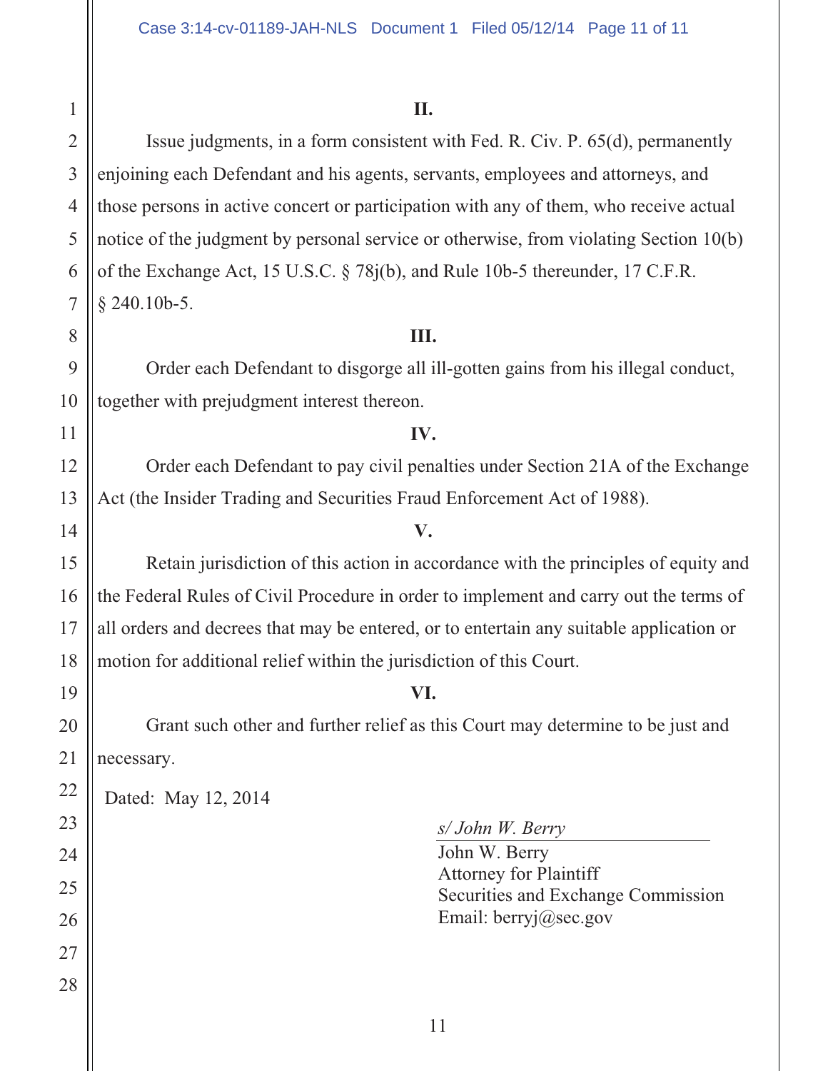**II.**

Issue judgments, in a form consistent with Fed. R. Civ. P. 65(d), permanently enjoining each Defendant and his agents, servants, employees and attorneys, and those persons in active concert or participation with any of them, who receive actual notice of the judgment by personal service or otherwise, from violating Section 10(b) of the Exchange Act, 15 U.S.C. § 78j(b), and Rule 10b-5 thereunder, 17 C.F.R. § 240.10b-5.

**III.**

Order each Defendant to disgorge all ill-gotten gains from his illegal conduct, together with prejudgment interest thereon.

**IV.**

Order each Defendant to pay civil penalties under Section 21A of the Exchange Act (the Insider Trading and Securities Fraud Enforcement Act of 1988).

**V.**

Retain jurisdiction of this action in accordance with the principles of equity and the Federal Rules of Civil Procedure in order to implement and carry out the terms of all orders and decrees that may be entered, or to entertain any suitable application or motion for additional relief within the jurisdiction of this Court.

**VI.**

Grant such other and further relief as this Court may determine to be just and necessary.

Dated: May 12, 2014

*s/ John W. Berry*
John W. Berry
Attorney for Plaintiff
Securities and Exchange Commission
Email: berryj@sec.gov